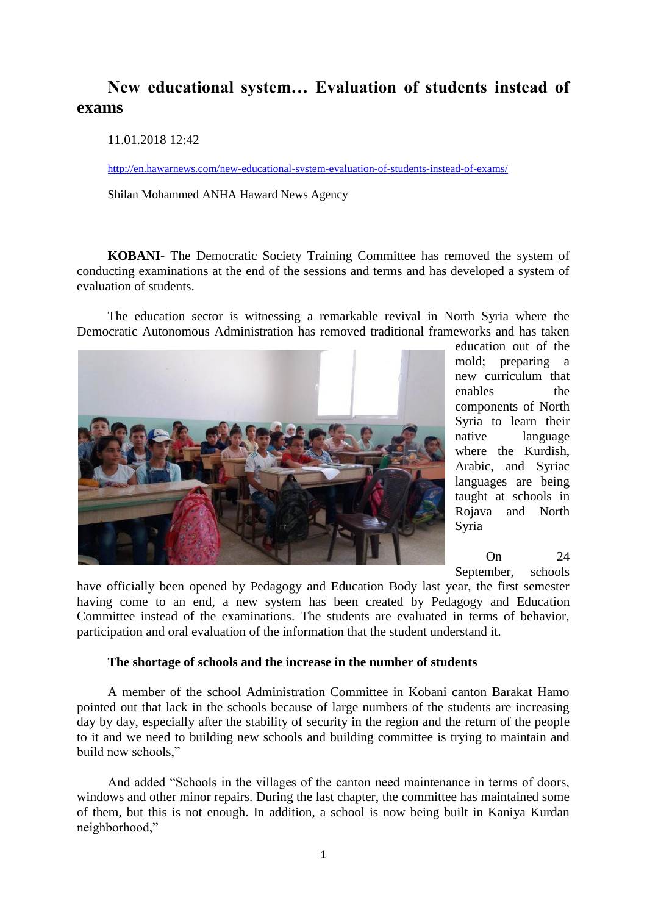# New educational system… Evaluation of students instead of exams

11.01.2018 12:42

http://en.hawarnews.com/new-educational-system-evaluation-of-students-instead-of-exams/

Shilan Mohammed ANHA Haward News Agency

**KOBANI-** The Democratic Society Training Committee has removed the system of conducting examinations at the end of the sessions and terms and has developed a system of evaluation of students.

The education sector is witnessing a remarkable revival in North Syria where the Democratic Autonomous Administration has removed traditional frameworks and has taken education out of the mold; preparing a new curriculum that enables the components of North Syria to learn their native language where the Kurdish, Arabic, and Syriac languages are being taught at schools in Rojava and North Syria

On 24 September, schools have officially been opened by Pedagogy and Education Body last year, the first semester having come to an end, a new system has been created by Pedagogy and Education Committee instead of the examinations. The students are evaluated in terms of behavior, participation and oral evaluation of the information that the student understand it.

**The shortage of schools and the increase in the number of students**

A member of the school Administration Committee in Kobani canton Barakat Hamo pointed out that lack in the schools because of large numbers of the students are increasing day by day, especially after the stability of security in the region and the return of the people to it and we need to building new schools and building committee is trying to maintain and build new schools,"

And added "Schools in the villages of the canton need maintenance in terms of doors, windows and other minor repairs. During the last chapter, the committee has maintained some of them, but this is not enough. In addition, a school is now being built in Kaniya Kurdan neighborhood,"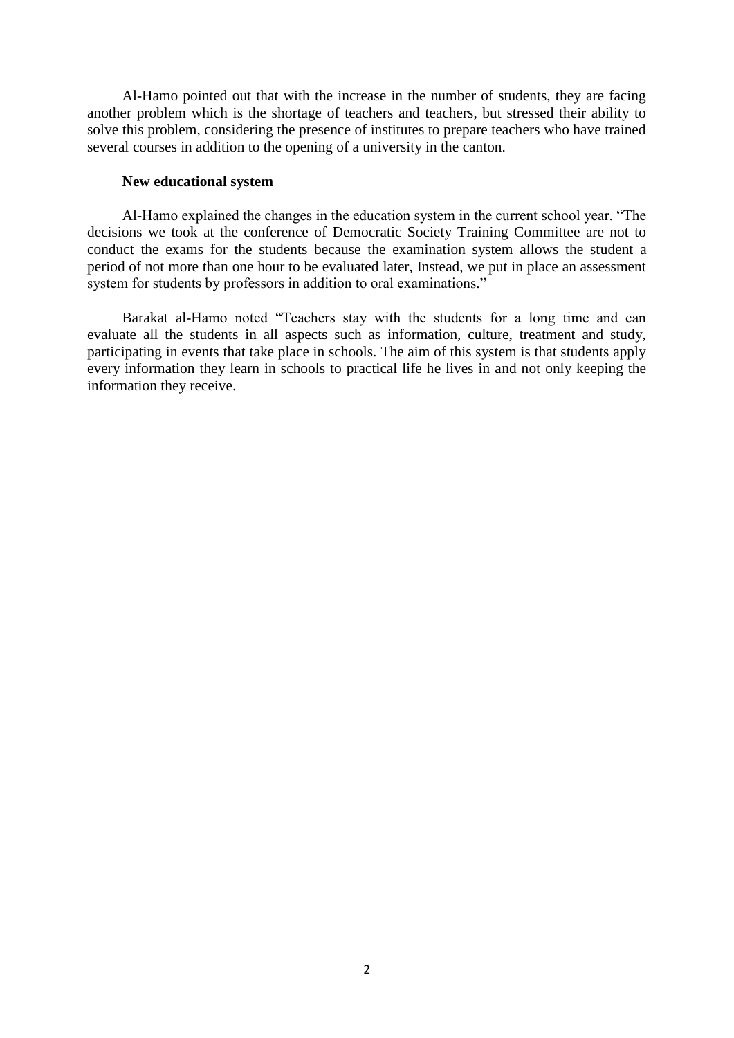Al-Hamo pointed out that with the increase in the number of students, they are facing another problem which is the shortage of teachers and teachers, but stressed their ability to solve this problem, considering the presence of institutes to prepare teachers who have trained several courses in addition to the opening of a university in the canton.

**New educational system**

Al-Hamo explained the changes in the education system in the current school year. "The decisions we took at the conference of Democratic Society Training Committee are not to conduct the exams for the students because the examination system allows the student a period of not more than one hour to be evaluated later, Instead, we put in place an assessment system for students by professors in addition to oral examinations."

Barakat al-Hamo noted "Teachers stay with the students for a long time and can evaluate all the students in all aspects such as information, culture, treatment and study, participating in events that take place in schools. The aim of this system is that students apply every information they learn in schools to practical life he lives in and not only keeping the information they receive.